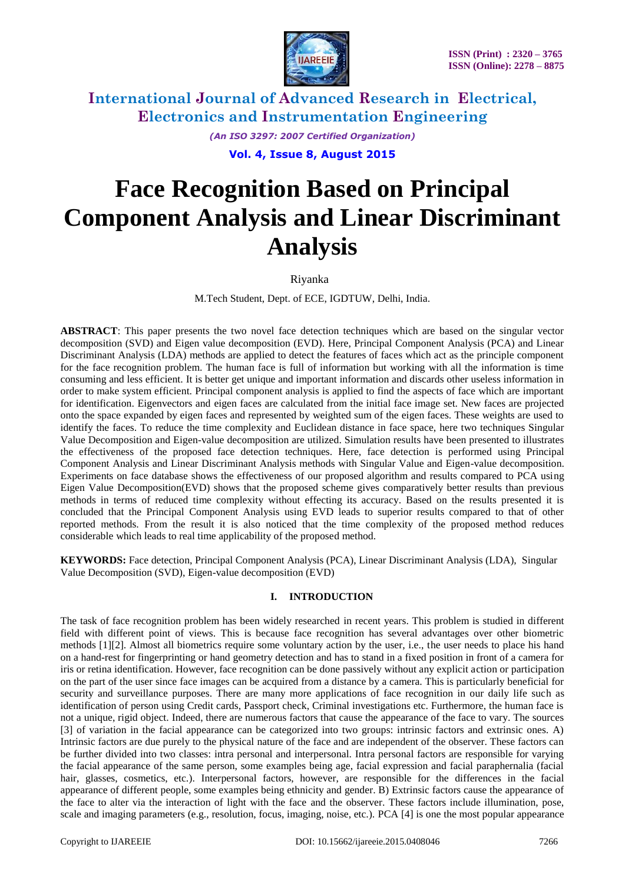# Face Recognition Based on Principal Component Analysis and Linear Discriminant Analysis

Riyanka

M.Tech Student, Dept. of ECE, IGDTUW, Delhi, India.

**ABSTRACT**: This paper presents the two novel face detection techniques which are based on the singular vector decomposition (SVD) and Eigen value decomposition (EVD). Here, Principal Component Analysis (PCA) and Linear Discriminant Analysis (LDA) methods are applied to detect the features of faces which act as the principle component for the face recognition problem. The human face is full of information but working with all the information is time consuming and less efficient. It is better get unique and important information and discards other useless information in order to make system efficient. Principal component analysis is applied to find the aspects of face which are important for identification. Eigenvectors and eigen faces are calculated from the initial face image set. New faces are projected onto the space expanded by eigen faces and represented by weighted sum of the eigen faces. These weights are used to identify the faces. To reduce the time complexity and Euclidean distance in face space, here two techniques Singular Value Decomposition and Eigen-value decomposition are utilized. Simulation results have been presented to illustrates the effectiveness of the proposed face detection techniques. Here, face detection is performed using Principal Component Analysis and Linear Discriminant Analysis methods with Singular Value and Eigen-value decomposition. Experiments on face database shows the effectiveness of our proposed algorithm and results compared to PCA using Eigen Value Decomposition(EVD) shows that the proposed scheme gives comparatively better results than previous methods in terms of reduced time complexity without effecting its accuracy. Based on the results presented it is concluded that the Principal Component Analysis using EVD leads to superior results compared to that of other reported methods. From the result it is also noticed that the time complexity of the proposed method reduces considerable which leads to real time applicability of the proposed method.

**KEYWORDS:** Face detection, Principal Component Analysis (PCA), Linear Discriminant Analysis (LDA), Singular Value Decomposition (SVD), Eigen-value decomposition (EVD)

## I. INTRODUCTION

The task of face recognition problem has been widely researched in recent years. This problem is studied in different field with different point of views. This is because face recognition has several advantages over other biometric methods [1][2]. Almost all biometrics require some voluntary action by the user, i.e., the user needs to place his hand on a hand-rest for fingerprinting or hand geometry detection and has to stand in a fixed position in front of a camera for iris or retina identification. However, face recognition can be done passively without any explicit action or participation on the part of the user since face images can be acquired from a distance by a camera. This is particularly beneficial for security and surveillance purposes. There are many more applications of face recognition in our daily life such as identification of person using Credit cards, Passport check, Criminal investigations etc. Furthermore, the human face is not a unique, rigid object. Indeed, there are numerous factors that cause the appearance of the face to vary. The sources [3] of variation in the facial appearance can be categorized into two groups: intrinsic factors and extrinsic ones. A) Intrinsic factors are due purely to the physical nature of the face and are independent of the observer. These factors can be further divided into two classes: intra personal and interpersonal. Intra personal factors are responsible for varying the facial appearance of the same person, some examples being age, facial expression and facial paraphernalia (facial hair, glasses, cosmetics, etc.). Interpersonal factors, however, are responsible for the differences in the facial appearance of different people, some examples being ethnicity and gender. B) Extrinsic factors cause the appearance of the face to alter via the interaction of light with the face and the observer. These factors include illumination, pose, scale and imaging parameters (e.g., resolution, focus, imaging, noise, etc.). PCA [4] is one the most popular appearance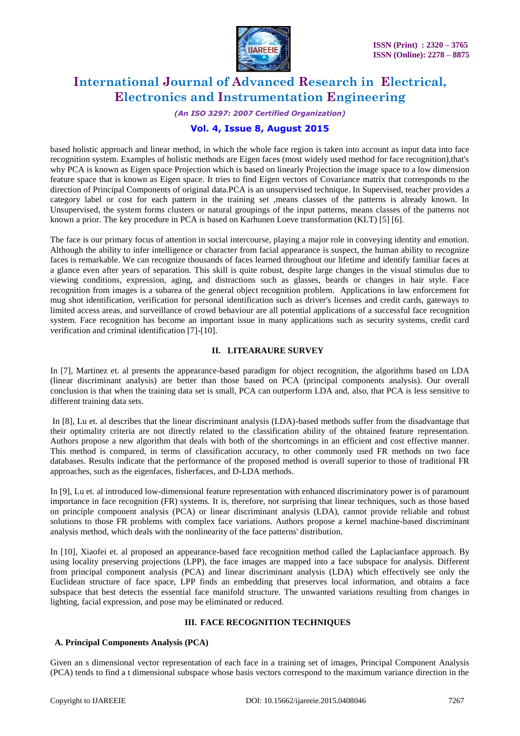based holistic approach and linear method, in which the whole face region is taken into account as input data into face recognition system. Examples of holistic methods are Eigen faces (most widely used method for face recognition),that's why PCA is known as Eigen space Projection which is based on linearly Projection the image space to a low dimension feature space that is known as Eigen space. It tries to find Eigen vectors of Covariance matrix that corresponds to the direction of Principal Components of original data.PCA is an unsupervised technique. In Supervised, teacher provides a category label or cost for each pattern in the training set ,means classes of the patterns is already known. In Unsupervised, the system forms clusters or natural groupings of the input patterns, means classes of the patterns not known a prior. The key procedure in PCA is based on Karhunen Loeve transformation (KLT) [5] [6].

The face is our primary focus of attention in social intercourse, playing a major role in conveying identity and emotion. Although the ability to infer intelligence or character from facial appearance is suspect, the human ability to recognize faces is remarkable. We can recognize thousands of faces learned throughout our lifetime and identify familiar faces at a glance even after years of separation. This skill is quite robust, despite large changes in the visual stimulus due to viewing conditions, expression, aging, and distractions such as glasses, beards or changes in hair style. Face recognition from images is a subarea of the general object recognition problem. Applications in law enforcement for mug shot identification, verification for personal identification such as driver's licenses and credit cards, gateways to limited access areas, and surveillance of crowd behaviour are all potential applications of a successful face recognition system. Face recognition has become an important issue in many applications such as security systems, credit card verification and criminal identification [7]-[10].

## II. LITEARAURE SURVEY

In [7], Martinez et. al presents the appearance-based paradigm for object recognition, the algorithms based on LDA (linear discriminant analysis) are better than those based on PCA (principal components analysis). Our overall conclusion is that when the training data set is small, PCA can outperform LDA and, also, that PCA is less sensitive to different training data sets.

In [8], Lu et. al describes that the linear discriminant analysis (LDA)-based methods suffer from the disadvantage that their optimality criteria are not directly related to the classification ability of the obtained feature representation. Authors propose a new algorithm that deals with both of the shortcomings in an efficient and cost effective manner. This method is compared, in terms of classification accuracy, to other commonly used FR methods on two face databases. Results indicate that the performance of the proposed method is overall superior to those of traditional FR approaches, such as the eigenfaces, fisherfaces, and D-LDA methods.

In [9], Lu et. al introduced low-dimensional feature representation with enhanced discriminatory power is of paramount importance in face recognition (FR) systems. It is, therefore, not surprising that linear techniques, such as those based on principle component analysis (PCA) or linear discriminant analysis (LDA), cannot provide reliable and robust solutions to those FR problems with complex face variations. Authors propose a kernel machine-based discriminant analysis method, which deals with the nonlinearity of the face patterns' distribution.

In [10], Xiaofei et. al proposed an appearance-based face recognition method called the Laplacianface approach. By using locality preserving projections (LPP), the face images are mapped into a face subspace for analysis. Different from principal component analysis (PCA) and linear discriminant analysis (LDA) which effectively see only the Euclidean structure of face space, LPP finds an embedding that preserves local information, and obtains a face subspace that best detects the essential face manifold structure. The unwanted variations resulting from changes in lighting, facial expression, and pose may be eliminated or reduced.

## III. FACE RECOGNITION TECHNIQUES

### A. Principal Components Analysis (PCA)

Given an s dimensional vector representation of each face in a training set of images, Principal Component Analysis (PCA) tends to find a t dimensional subspace whose basis vectors correspond to the maximum variance direction in the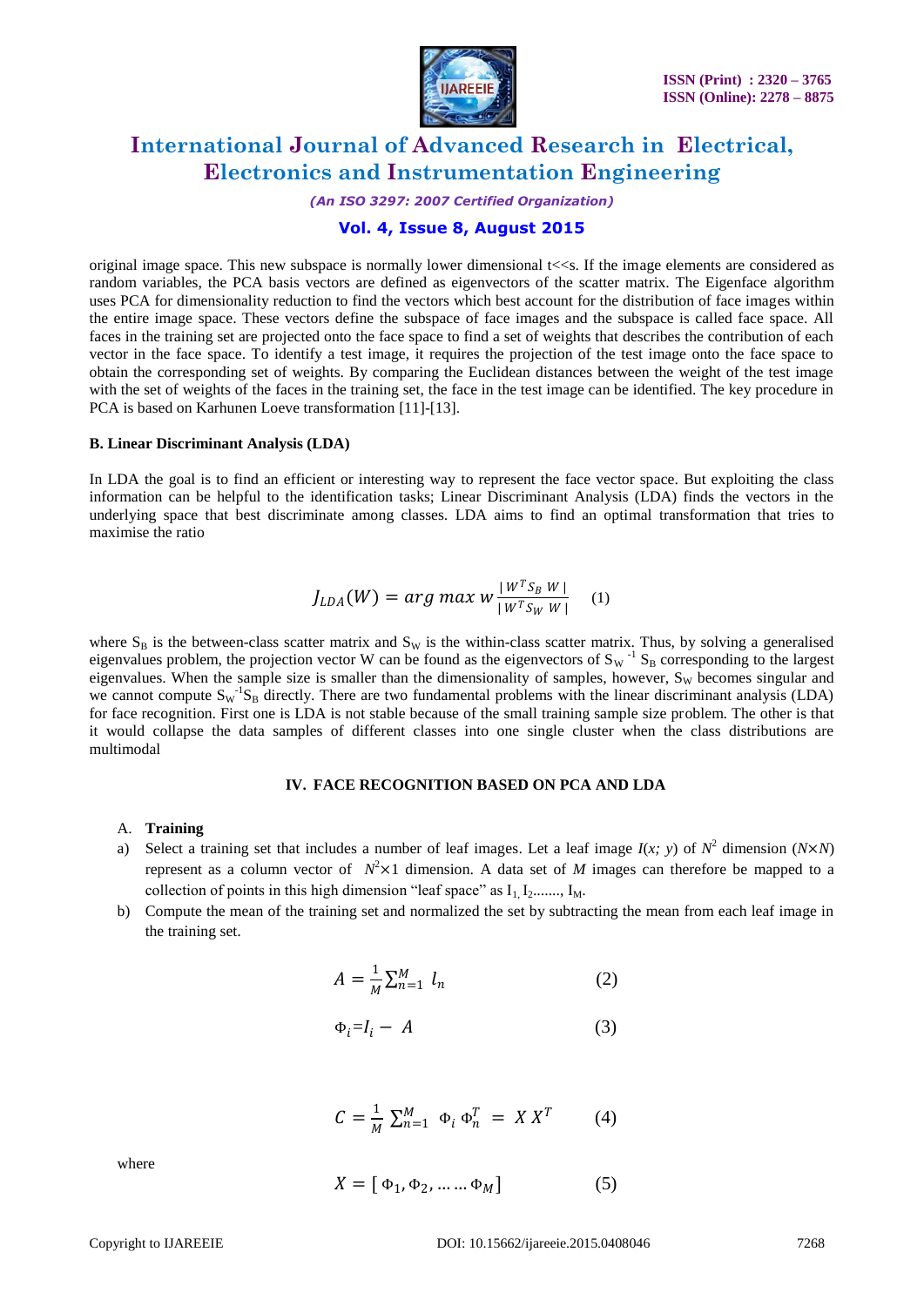original image space. This new subspace is normally lower dimensional t<<s. If the image elements are considered as random variables, the PCA basis vectors are defined as eigenvectors of the scatter matrix. The Eigenface algorithm uses PCA for dimensionality reduction to find the vectors which best account for the distribution of face images within the entire image space. These vectors define the subspace of face images and the subspace is called face space. All faces in the training set are projected onto the face space to find a set of weights that describes the contribution of each vector in the face space. To identify a test image, it requires the projection of the test image onto the face space to obtain the corresponding set of weights. By comparing the Euclidean distances between the weight of the test image with the set of weights of the faces in the training set, the face in the test image can be identified. The key procedure in PCA is based on Karhunen Loeve transformation [11]-[13].

**B. Linear Discriminant Analysis (LDA)**

In LDA the goal is to find an efficient or interesting way to represent the face vector space. But exploiting the class information can be helpful to the identification tasks; Linear Discriminant Analysis (LDA) finds the vectors in the underlying space that best discriminate among classes. LDA aims to find an optimal transformation that tries to maximise the ratio

$$J_{LDA}(W) = arg\ max\ w \frac{|W^T S_B\ W|}{|W^T S_W\ W|} \quad (1)$$

where $S_B$ is the between-class scatter matrix and $S_W$ is the within-class scatter matrix. Thus, by solving a generalised eigenvalues problem, the projection vector W can be found as the eigenvectors of $S_W^{-1} S_B$ corresponding to the largest eigenvalues. When the sample size is smaller than the dimensionality of samples, however, $S_W$ becomes singular and we cannot compute $S_W^{-1}S_B$ directly. There are two fundamental problems with the linear discriminant analysis (LDA) for face recognition. First one is LDA is not stable because of the small training sample size problem. The other is that it would collapse the data samples of different classes into one single cluster when the class distributions are multimodal

## IV. FACE RECOGNITION BASED ON PCA AND LDA

A. **Training**

a) Select a training set that includes a number of leaf images. Let a leaf image $I(x; y)$ of $N^2$ dimension ($N \times N$) represent as a column vector of $N^2 \times 1$ dimension. A data set of $M$ images can therefore be mapped to a collection of points in this high dimension "leaf space" as $I_1, I_2, \ldots, I_M$.

b) Compute the mean of the training set and normalized the set by subtracting the mean from each leaf image in the training set.

$$A = \frac{1}{M}\sum_{n=1}^{M} l_n \quad (2)$$

$$\Phi_i = I_i - A \quad (3)$$

$$C = \frac{1}{M}\sum_{n=1}^{M} \Phi_i\, \Phi_n^T = X\, X^T \quad (4)$$

where

$$X = [\,\Phi_1, \Phi_2, \ldots \ldots \Phi_M] \quad (5)$$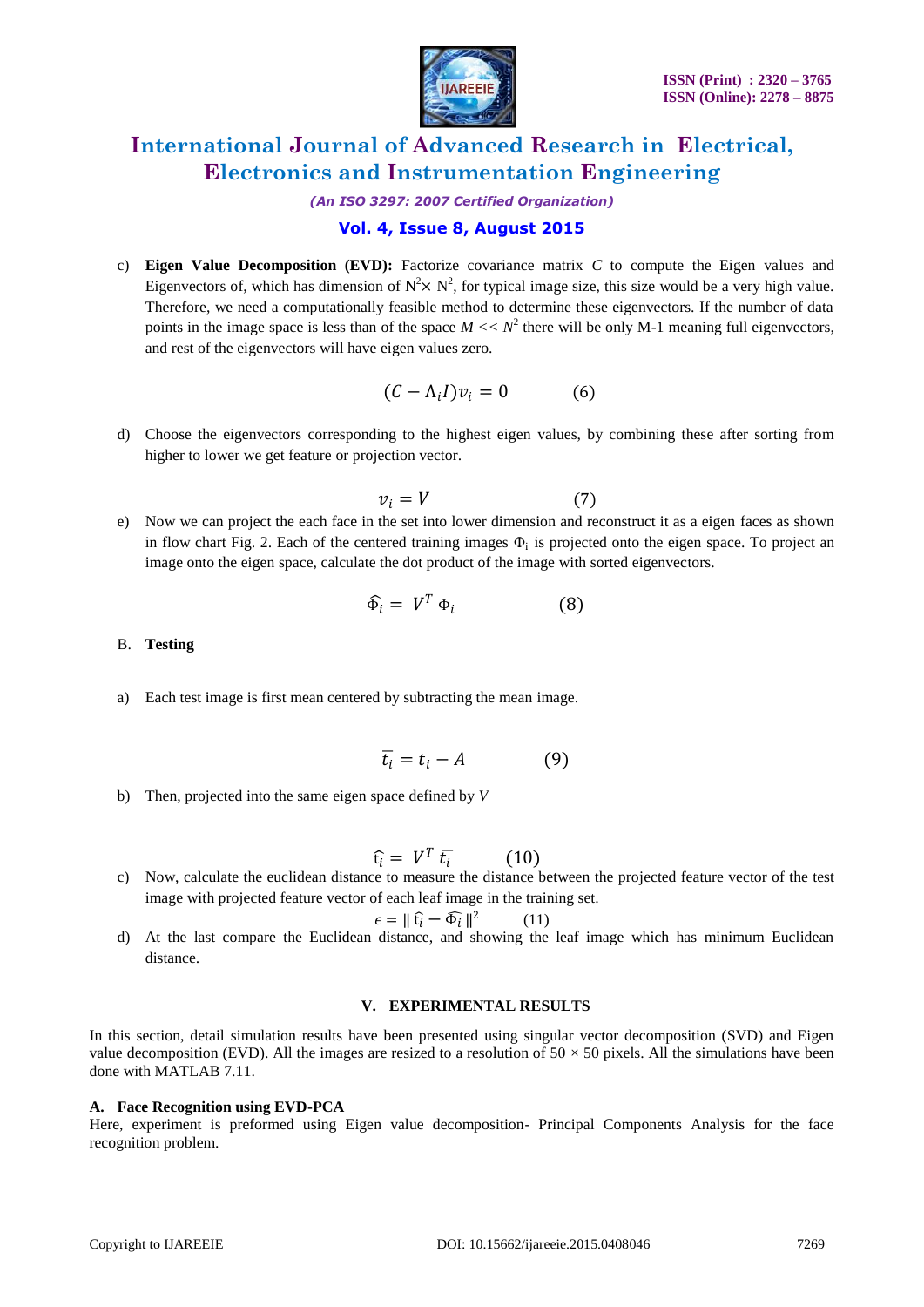c) **Eigen Value Decomposition (EVD):** Factorize covariance matrix *C* to compute the Eigen values and Eigenvectors of, which has dimension of $N^2 \times N^2$, for typical image size, this size would be a very high value. Therefore, we need a computationally feasible method to determine these eigenvectors. If the number of data points in the image space is less than of the space $M << N^2$ there will be only M-1 meaning full eigenvectors, and rest of the eigenvectors will have eigen values zero.

$$(C - \Lambda_i I)v_i = 0 \qquad (6)$$

d) Choose the eigenvectors corresponding to the highest eigen values, by combining these after sorting from higher to lower we get feature or projection vector.

$$v_i = V \qquad (7)$$

e) Now we can project the each face in the set into lower dimension and reconstruct it as a eigen faces as shown in flow chart Fig. 2. Each of the centered training images $\Phi_i$ is projected onto the eigen space. To project an image onto the eigen space, calculate the dot product of the image with sorted eigenvectors.

$$\widehat{\Phi}_i = V^T \, \Phi_i \qquad (8)$$

B. **Testing**

a) Each test image is first mean centered by subtracting the mean image.

$$\overline{t_i} = t_i - A \qquad (9)$$

b) Then, projected into the same eigen space defined by *V*

$$\widehat{t_i} = V^T \, \overline{t_i} \qquad (10)$$

c) Now, calculate the euclidean distance to measure the distance between the projected feature vector of the test image with projected feature vector of each leaf image in the training set.

$$\epsilon = \| \widehat{t_i} - \widehat{\Phi_i} \|^2 \qquad (11)$$

d) At the last compare the Euclidean distance, and showing the leaf image which has minimum Euclidean distance.

## V. EXPERIMENTAL RESULTS

In this section, detail simulation results have been presented using singular vector decomposition (SVD) and Eigen value decomposition (EVD). All the images are resized to a resolution of 50 × 50 pixels. All the simulations have been done with MATLAB 7.11.

### A. Face Recognition using EVD-PCA

Here, experiment is preformed using Eigen value decomposition- Principal Components Analysis for the face recognition problem.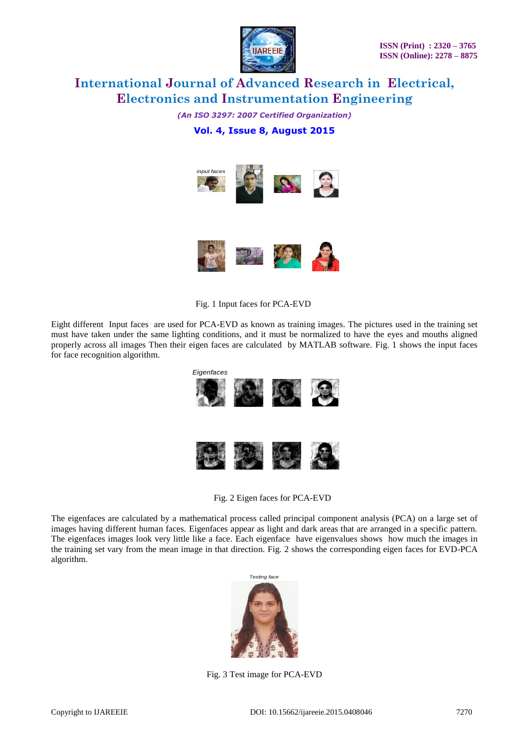Fig. 1 Input faces for PCA-EVD

Eight different Input faces are used for PCA-EVD as known as training images. The pictures used in the training set must have taken under the same lighting conditions, and it must be normalized to have the eyes and mouths aligned properly across all images Then their eigen faces are calculated by MATLAB software. Fig. 1 shows the input faces for face recognition algorithm.

Fig. 2 Eigen faces for PCA-EVD

The eigenfaces are calculated by a mathematical process called principal component analysis (PCA) on a large set of images having different human faces. Eigenfaces appear as light and dark areas that are arranged in a specific pattern. The eigenfaces images look very little like a face. Each eigenface have eigenvalues shows how much the images in the training set vary from the mean image in that direction. Fig. 2 shows the corresponding eigen faces for EVD-PCA algorithm.

Fig. 3 Test image for PCA-EVD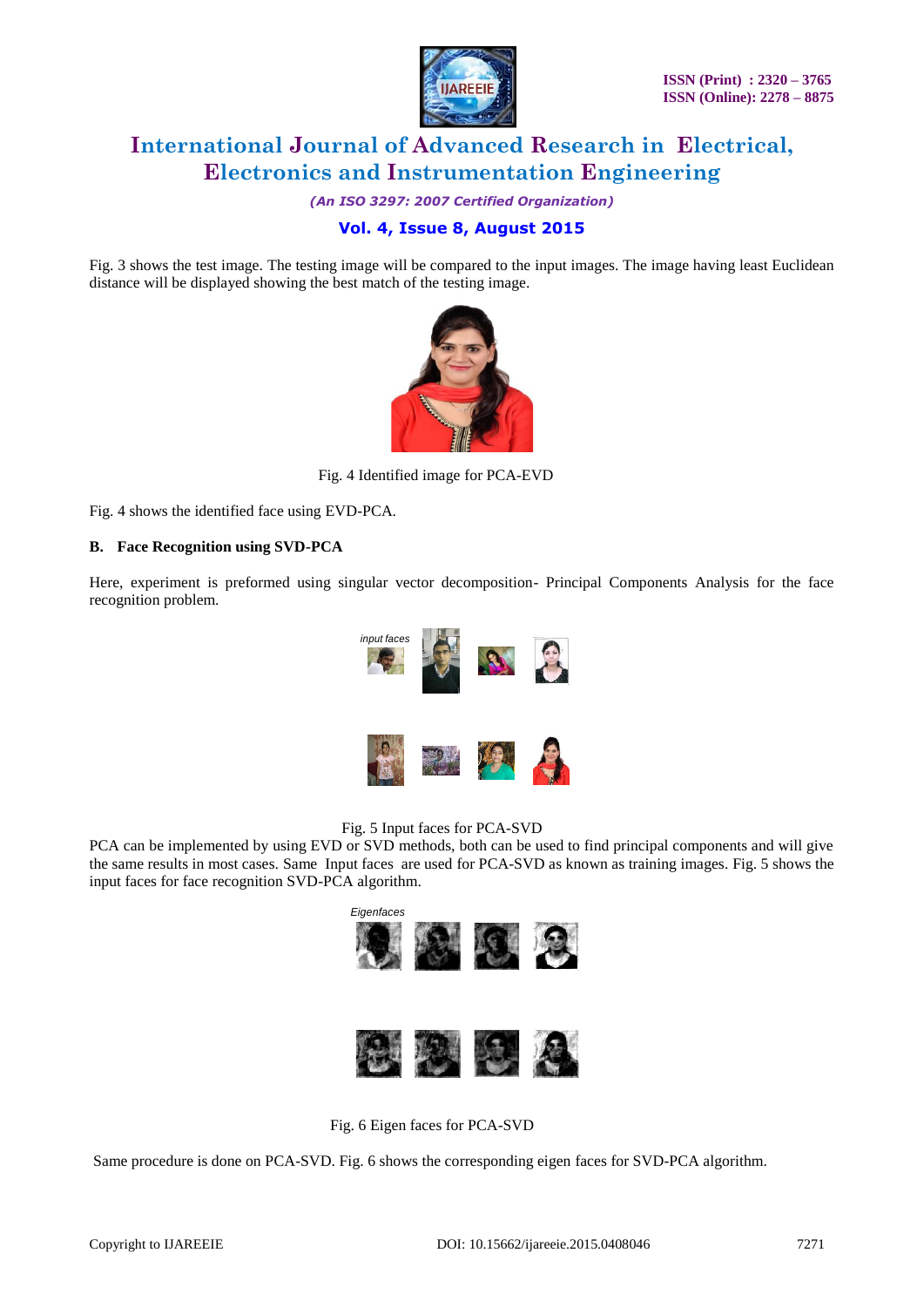Fig. 3 shows the test image. The testing image will be compared to the input images. The image having least Euclidean distance will be displayed showing the best match of the testing image.

Fig. 4 Identified image for PCA-EVD

Fig. 4 shows the identified face using EVD-PCA.

### B. Face Recognition using SVD-PCA

Here, experiment is preformed using singular vector decomposition- Principal Components Analysis for the face recognition problem.

Fig. 5 Input faces for PCA-SVD

PCA can be implemented by using EVD or SVD methods, both can be used to find principal components and will give the same results in most cases. Same Input faces are used for PCA-SVD as known as training images. Fig. 5 shows the input faces for face recognition SVD-PCA algorithm.

Fig. 6 Eigen faces for PCA-SVD

Same procedure is done on PCA-SVD. Fig. 6 shows the corresponding eigen faces for SVD-PCA algorithm.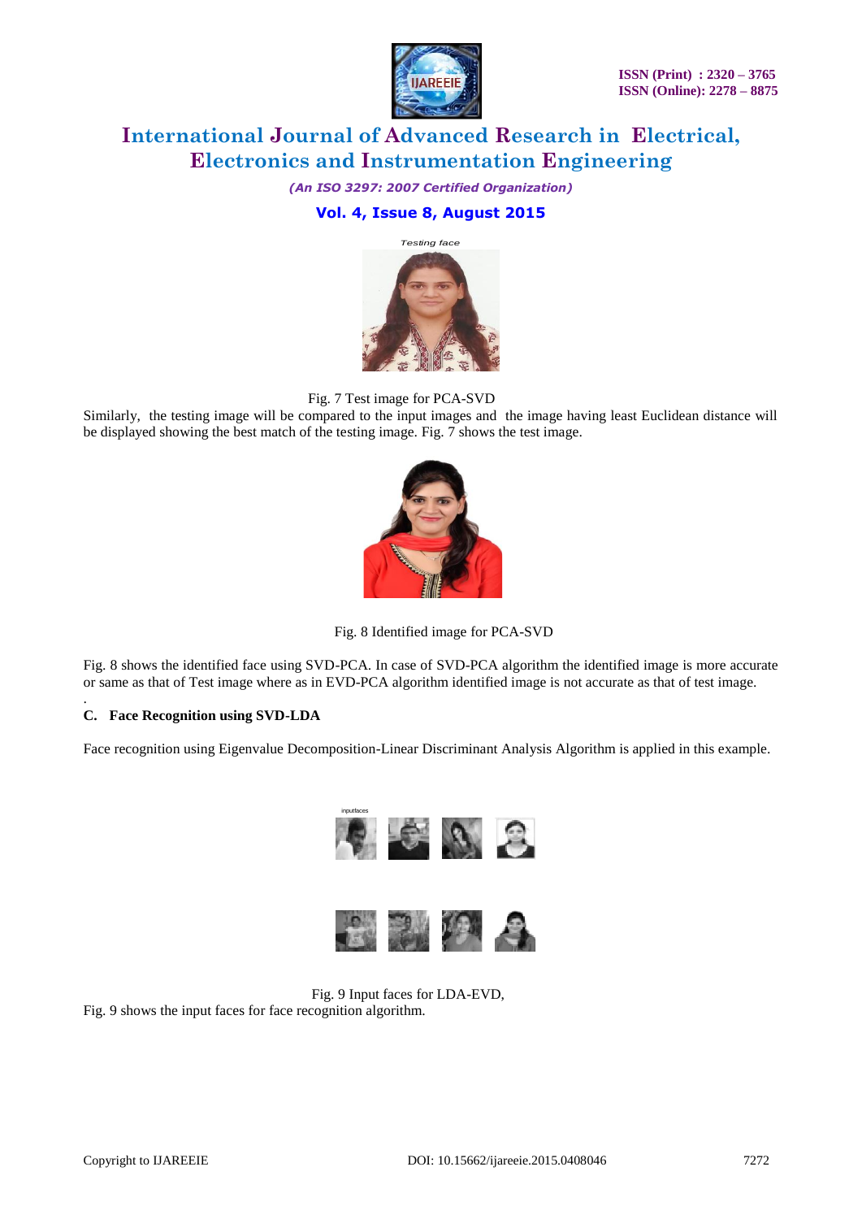Testing face

Fig. 7 Test image for PCA-SVD

Similarly, the testing image will be compared to the input images and the image having least Euclidean distance will be displayed showing the best match of the testing image. Fig. 7 shows the test image.

Fig. 8 Identified image for PCA-SVD

Fig. 8 shows the identified face using SVD-PCA. In case of SVD-PCA algorithm the identified image is more accurate or same as that of Test image where as in EVD-PCA algorithm identified image is not accurate as that of test image.

.

### C. Face Recognition using SVD-LDA

Face recognition using Eigenvalue Decomposition-Linear Discriminant Analysis Algorithm is applied in this example.

inputfaces

Fig. 9 Input faces for LDA-EVD,

Fig. 9 shows the input faces for face recognition algorithm.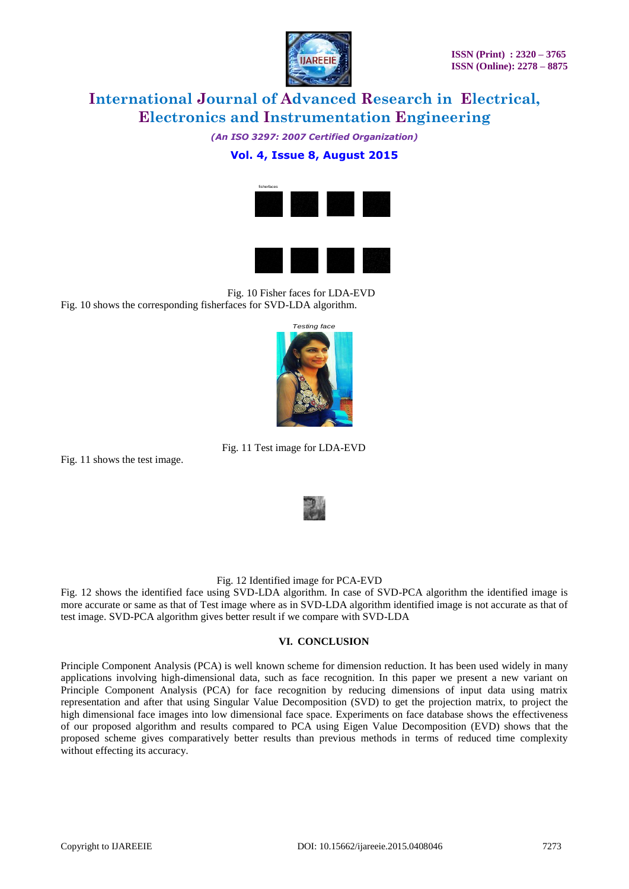Fig. 10 Fisher faces for LDA-EVD

Fig. 10 shows the corresponding fisherfaces for SVD-LDA algorithm.

Fig. 11 Test image for LDA-EVD

Fig. 11 shows the test image.

Fig. 12 Identified image for PCA-EVD

Fig. 12 shows the identified face using SVD-LDA algorithm. In case of SVD-PCA algorithm the identified image is more accurate or same as that of Test image where as in SVD-LDA algorithm identified image is not accurate as that of test image. SVD-PCA algorithm gives better result if we compare with SVD-LDA

## VI. CONCLUSION

Principle Component Analysis (PCA) is well known scheme for dimension reduction. It has been used widely in many applications involving high-dimensional data, such as face recognition. In this paper we present a new variant on Principle Component Analysis (PCA) for face recognition by reducing dimensions of input data using matrix representation and after that using Singular Value Decomposition (SVD) to get the projection matrix, to project the high dimensional face images into low dimensional face space. Experiments on face database shows the effectiveness of our proposed algorithm and results compared to PCA using Eigen Value Decomposition (EVD) shows that the proposed scheme gives comparatively better results than previous methods in terms of reduced time complexity without effecting its accuracy.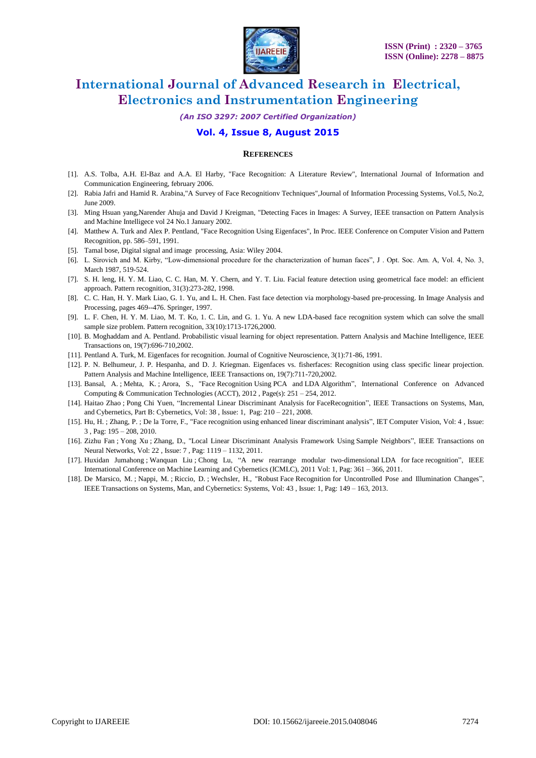## REFERENCES

[1]. A.S. Tolba, A.H. El-Baz and A.A. El Harby, "Face Recognition: A Literature Review", International Journal of Information and Communication Engineering, february 2006.

[2]. Rabia Jafri and Hamid R. Arabina,"A Survey of Face Recognitionv Techniques",Journal of Information Processing Systems, Vol.5, No.2, June 2009.

[3]. Ming Hsuan yang,Narender Ahuja and David J Kreigman, "Detecting Faces in Images: A Survey, IEEE transaction on Pattern Analysis and Machine Intelligece vol 24 No.1 January 2002.

[4]. Matthew A. Turk and Alex P. Pentland, "Face Recognition Using Eigenfaces", In Proc. IEEE Conference on Computer Vision and Pattern Recognition, pp. 586–591, 1991.

[5]. Tamal bose, Digital signal and image processing, Asia: Wiley 2004.

[6]. L. Sirovich and M. Kirby, "Low-dimensional procedure for the characterization of human faces", J . Opt. Soc. Am. A, Vol. 4, No. 3, March 1987, 519-524.

[7]. S. H. leng, H. Y. M. Liao, C. C. Han, M. Y. Chern, and Y. T. Liu. Facial feature detection using geometrical face model: an efficient approach. Pattern recognition, 31(3):273-282, 1998.

[8]. C. C. Han, H. Y. Mark Liao, G. 1. Yu, and L. H. Chen. Fast face detection via morphology-based pre-processing. In Image Analysis and Processing, pages 469--476. Springer, 1997.

[9]. L. F. Chen, H. Y. M. Liao, M. T. Ko, 1. C. Lin, and G. 1. Yu. A new LDA-based face recognition system which can solve the small sample size problem. Pattern recognition, 33(10):1713-1726,2000.

[10]. B. Moghaddam and A. Pentland. Probabilistic visual learning for object representation. Pattern Analysis and Machine Intelligence, IEEE Transactions on, 19(7):696-710,2002.

[11]. Pentland A. Turk, M. Eigenfaces for recognition. Journal of Cognitive Neuroscience, 3(1):71-86, 1991.

[12]. P. N. Belhumeur, J. P. Hespanha, and D. J. Kriegman. Eigenfaces vs. fisherfaces: Recognition using class specific linear projection. Pattern Analysis and Machine Intelligence, IEEE Transactions on, 19(7):711-720,2002.

[13]. Bansal, A. ; Mehta, K. ; Arora, S., "Face Recognition Using PCA and LDA Algorithm", International Conference on Advanced Computing & Communication Technologies (ACCT), 2012 , Page(s): 251 – 254, 2012.

[14]. Haitao Zhao ; Pong Chi Yuen, "Incremental Linear Discriminant Analysis for FaceRecognition", IEEE Transactions on Systems, Man, and Cybernetics, Part B: Cybernetics, Vol: 38 , Issue: 1, Pag: 210 – 221, 2008.

[15]. Hu, H. ; Zhang, P. ; De la Torre, F., "Face recognition using enhanced linear discriminant analysis", IET Computer Vision, Vol: 4 , Issue: 3 , Pag: 195 – 208, 2010.

[16]. Zizhu Fan ; Yong Xu ; Zhang, D., "Local Linear Discriminant Analysis Framework Using Sample Neighbors", IEEE Transactions on Neural Networks, Vol: 22 , Issue: 7 , Pag: 1119 – 1132, 2011.

[17]. Huxidan Jumahong ; Wanquan Liu ; Chong Lu, "A new rearrange modular two-dimensional LDA for face recognition", IEEE International Conference on Machine Learning and Cybernetics (ICMLC), 2011 Vol: 1, Pag: 361 – 366, 2011.

[18]. De Marsico, M. ; Nappi, M. ; Riccio, D. ; Wechsler, H., "Robust Face Recognition for Uncontrolled Pose and Illumination Changes", IEEE Transactions on Systems, Man, and Cybernetics: Systems, Vol: 43 , Issue: 1, Pag: 149 – 163, 2013.